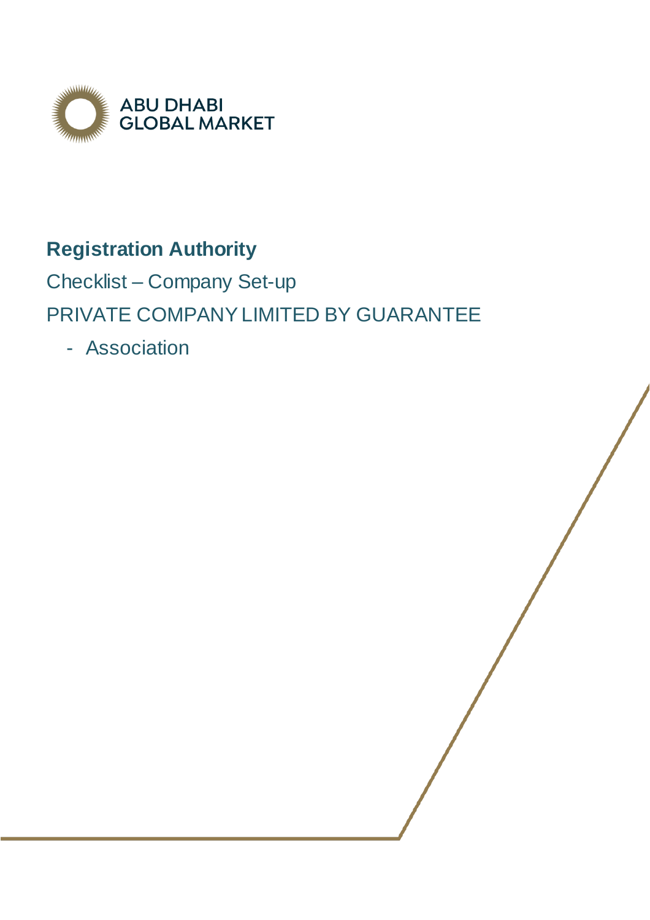ABU DHABI GLOBAL MARKET

# Registration Authority

## Checklist – Company Set-up

## PRIVATE COMPANY LIMITED BY GUARANTEE

- Association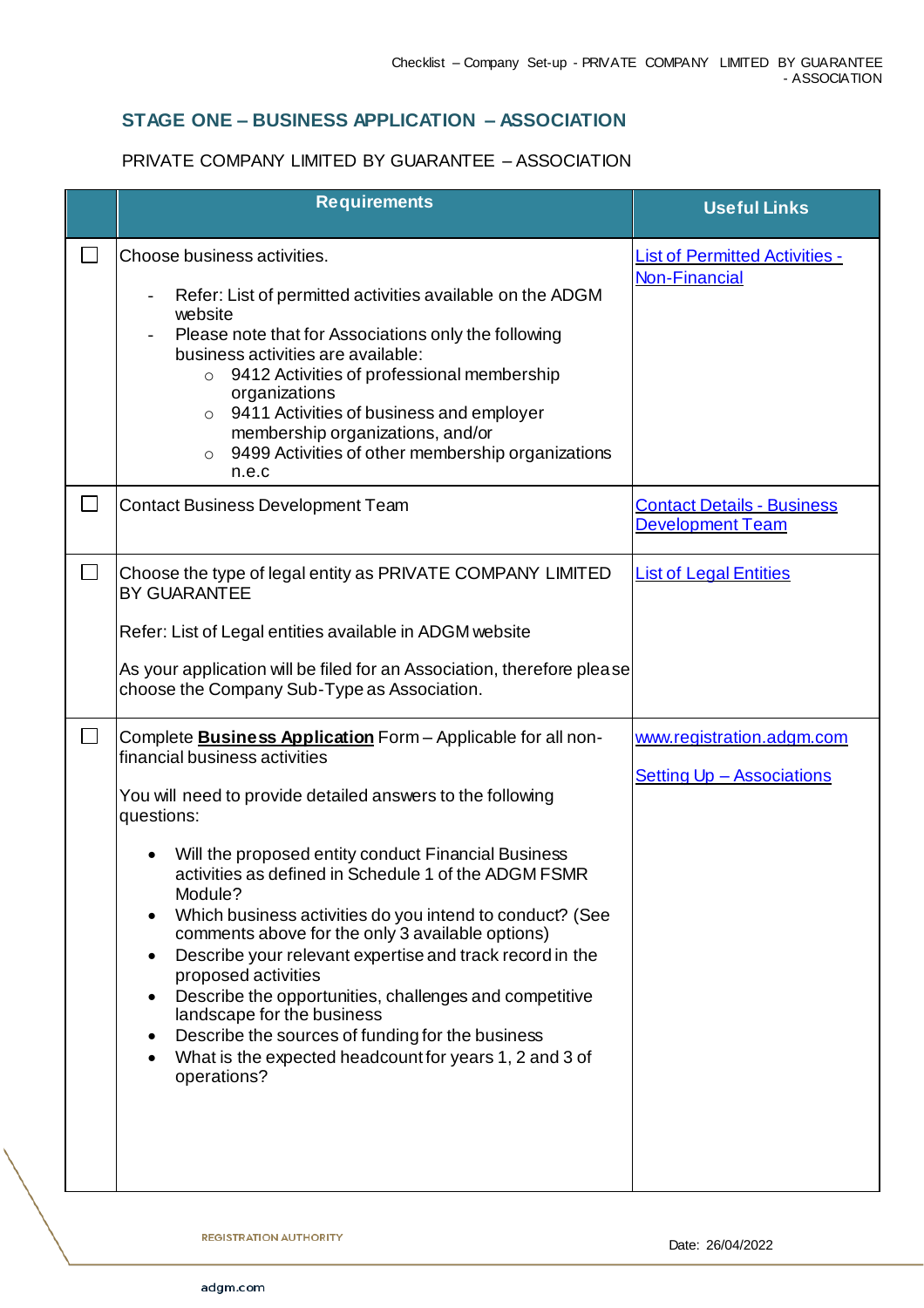## STAGE ONE – BUSINESS APPLICATION – ASSOCIATION

PRIVATE COMPANY LIMITED BY GUARANTEE – ASSOCIATION

| | Requirements | Useful Links |
|---|---|---|
| ☐ | Choose business activities.<br><br>- Refer: List of permitted activities available on the ADGM website<br>- Please note that for Associations only the following business activities are available:<br>  ○ 9412 Activities of professional membership organizations<br>  ○ 9411 Activities of business and employer membership organizations, and/or<br>  ○ 9499 Activities of other membership organizations n.e.c | List of Permitted Activities - Non-Financial |
| ☐ | Contact Business Development Team | Contact Details - Business Development Team |
| ☐ | Choose the type of legal entity as PRIVATE COMPANY LIMITED BY GUARANTEE<br><br>Refer: List of Legal entities available in ADGM website<br><br>As your application will be filed for an Association, therefore please choose the Company Sub-Type as Association. | List of Legal Entities |
| ☐ | Complete **Business Application** Form – Applicable for all non-financial business activities<br><br>You will need to provide detailed answers to the following questions:<br><br>• Will the proposed entity conduct Financial Business activities as defined in Schedule 1 of the ADGM FSMR Module?<br>• Which business activities do you intend to conduct? (See comments above for the only 3 available options)<br>• Describe your relevant expertise and track record in the proposed activities<br>• Describe the opportunities, challenges and competitive landscape for the business<br>• Describe the sources of funding for the business<br>• What is the expected headcount for years 1, 2 and 3 of operations? | www.registration.adgm.com<br><br>Setting Up – Associations |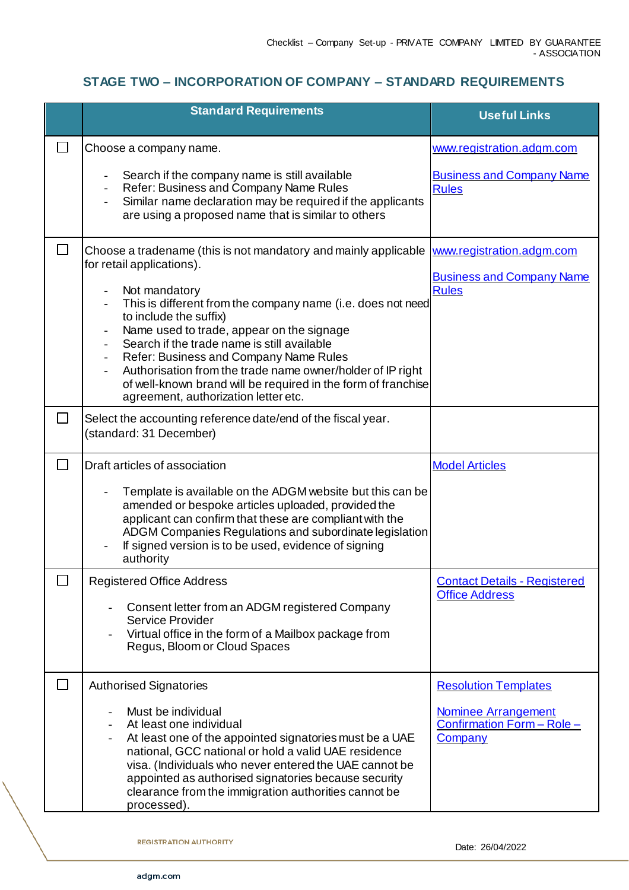## STAGE TWO – INCORPORATION OF COMPANY – STANDARD REQUIREMENTS

| | Standard Requirements | Useful Links |
|---|---|---|
| ☐ | Choose a company name.<br><br>- Search if the company name is still available<br>- Refer: Business and Company Name Rules<br>- Similar name declaration may be required if the applicants are using a proposed name that is similar to others | www.registration.adgm.com<br><br>Business and Company Name Rules |
| ☐ | Choose a tradename (this is not mandatory and mainly applicable for retail applications).<br><br>- Not mandatory<br>- This is different from the company name (i.e. does not need to include the suffix)<br>- Name used to trade, appear on the signage<br>- Search if the trade name is still available<br>- Refer: Business and Company Name Rules<br>- Authorisation from the trade name owner/holder of IP right of well-known brand will be required in the form of franchise agreement, authorization letter etc. | www.registration.adgm.com<br><br>Business and Company Name Rules |
| ☐ | Select the accounting reference date/end of the fiscal year. (standard: 31 December) | |
| ☐ | Draft articles of association<br><br>- Template is available on the ADGM website but this can be amended or bespoke articles uploaded, provided the applicant can confirm that these are compliant with the ADGM Companies Regulations and subordinate legislation<br>- If signed version is to be used, evidence of signing authority | Model Articles |
| ☐ | Registered Office Address<br><br>- Consent letter from an ADGM registered Company Service Provider<br>- Virtual office in the form of a Mailbox package from Regus, Bloom or Cloud Spaces | Contact Details - Registered Office Address |
| ☐ | Authorised Signatories<br><br>- Must be individual<br>- At least one individual<br>- At least one of the appointed signatories must be a UAE national, GCC national or hold a valid UAE residence visa. (Individuals who never entered the UAE cannot be appointed as authorised signatories because security clearance from the immigration authorities cannot be processed). | Resolution Templates<br><br>Nominee Arrangement Confirmation Form – Role – Company |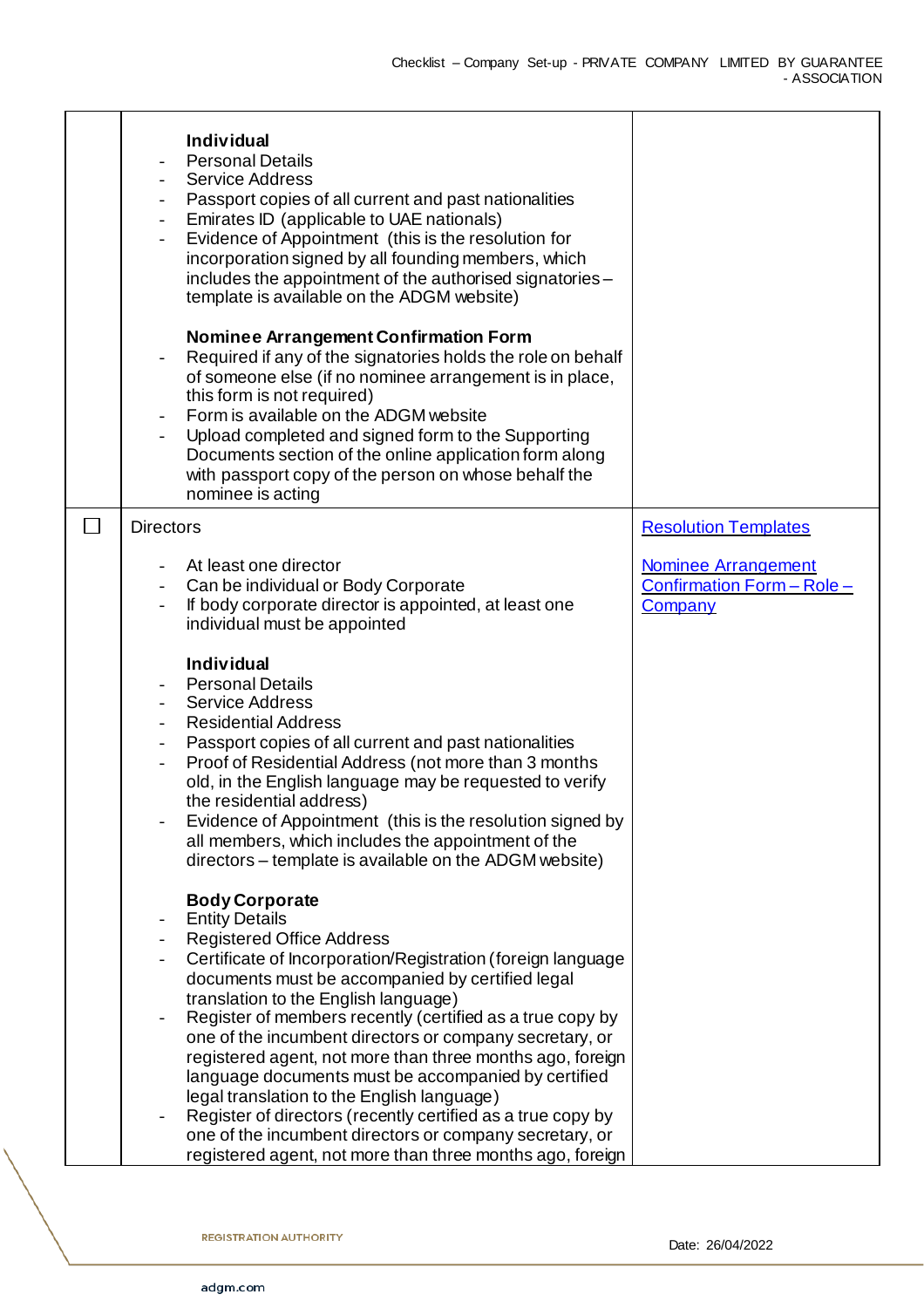| | | |
|---|---|---|
| | **Individual**<br>- Personal Details<br>- Service Address<br>- Passport copies of all current and past nationalities<br>- Emirates ID (applicable to UAE nationals)<br>- Evidence of Appointment (this is the resolution for incorporation signed by all founding members, which includes the appointment of the authorised signatories – template is available on the ADGM website)<br><br>**Nominee Arrangement Confirmation Form**<br>- Required if any of the signatories holds the role on behalf of someone else (if no nominee arrangement is in place, this form is not required)<br>- Form is available on the ADGM website<br>- Upload completed and signed form to the Supporting Documents section of the online application form along with passport copy of the person on whose behalf the nominee is acting | |
| ☐ | Directors<br><br>- At least one director<br>- Can be individual or Body Corporate<br>- If body corporate director is appointed, at least one individual must be appointed<br><br>**Individual**<br>- Personal Details<br>- Service Address<br>- Residential Address<br>- Passport copies of all current and past nationalities<br>- Proof of Residential Address (not more than 3 months old, in the English language may be requested to verify the residential address)<br>- Evidence of Appointment (this is the resolution signed by all members, which includes the appointment of the directors – template is available on the ADGM website)<br><br>**Body Corporate**<br>- Entity Details<br>- Registered Office Address<br>- Certificate of Incorporation/Registration (foreign language documents must be accompanied by certified legal translation to the English language)<br>- Register of members recently (certified as a true copy by one of the incumbent directors or company secretary, or registered agent, not more than three months ago, foreign language documents must be accompanied by certified legal translation to the English language)<br>- Register of directors (recently certified as a true copy by one of the incumbent directors or company secretary, or registered agent, not more than three months ago, foreign | Resolution Templates<br><br>Nominee Arrangement Confirmation Form – Role – Company |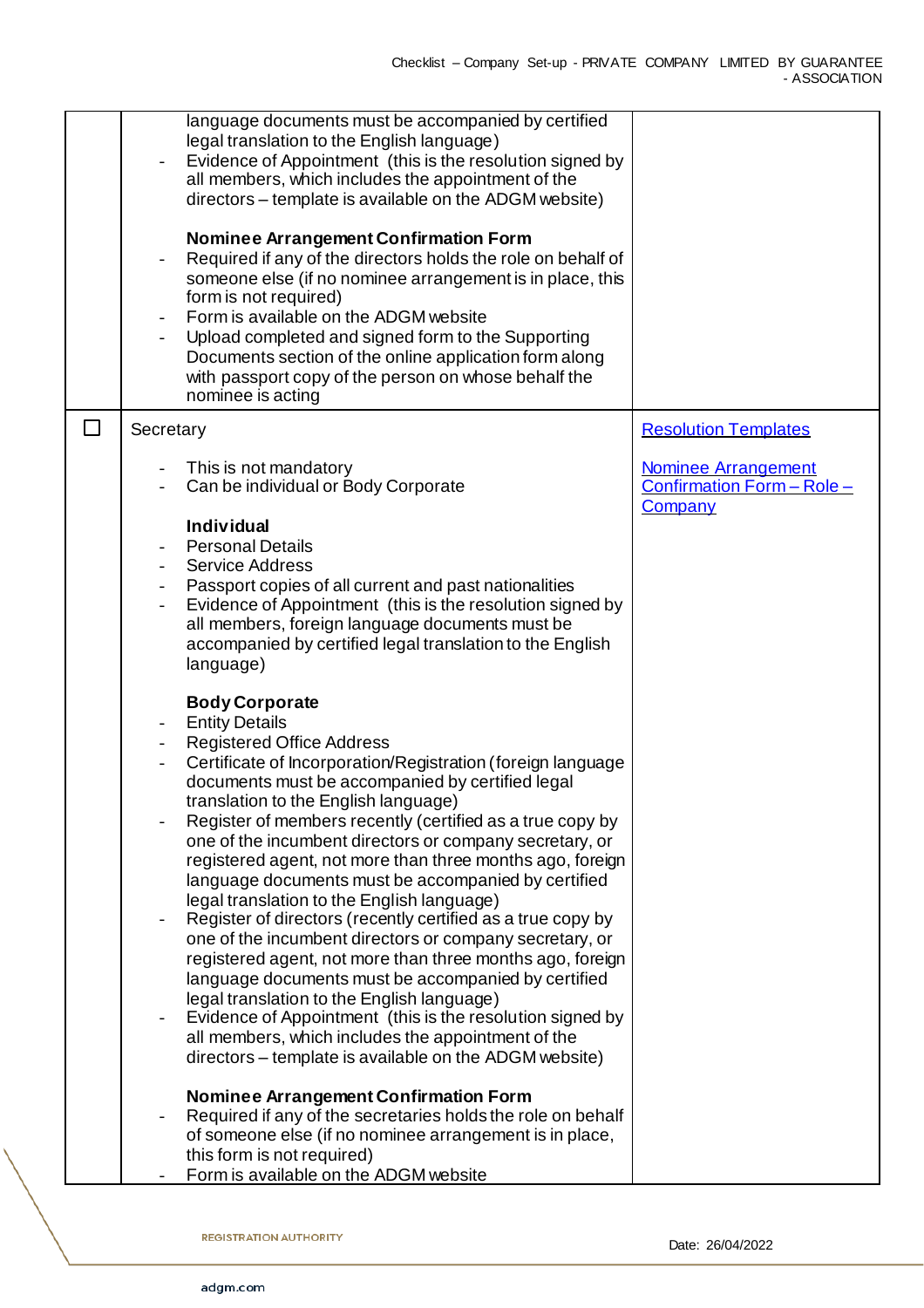| | | |
|---|---|---|
| | language documents must be accompanied by certified legal translation to the English language)<br>- Evidence of Appointment (this is the resolution signed by all members, which includes the appointment of the directors – template is available on the ADGM website)<br><br>**Nominee Arrangement Confirmation Form**<br>- Required if any of the directors holds the role on behalf of someone else (if no nominee arrangement is in place, this form is not required)<br>- Form is available on the ADGM website<br>- Upload completed and signed form to the Supporting Documents section of the online application form along with passport copy of the person on whose behalf the nominee is acting | |
| ☐ | Secretary<br><br>- This is not mandatory<br>- Can be individual or Body Corporate<br><br>**Individual**<br>- Personal Details<br>- Service Address<br>- Passport copies of all current and past nationalities<br>- Evidence of Appointment (this is the resolution signed by all members, foreign language documents must be accompanied by certified legal translation to the English language)<br><br>**Body Corporate**<br>- Entity Details<br>- Registered Office Address<br>- Certificate of Incorporation/Registration (foreign language documents must be accompanied by certified legal translation to the English language)<br>- Register of members recently (certified as a true copy by one of the incumbent directors or company secretary, or registered agent, not more than three months ago, foreign language documents must be accompanied by certified legal translation to the English language)<br>- Register of directors (recently certified as a true copy by one of the incumbent directors or company secretary, or registered agent, not more than three months ago, foreign language documents must be accompanied by certified legal translation to the English language)<br>- Evidence of Appointment (this is the resolution signed by all members, which includes the appointment of the directors – template is available on the ADGM website)<br><br>**Nominee Arrangement Confirmation Form**<br>- Required if any of the secretaries holds the role on behalf of someone else (if no nominee arrangement is in place, this form is not required)<br>- Form is available on the ADGM website | Resolution Templates<br><br>Nominee Arrangement Confirmation Form – Role – Company |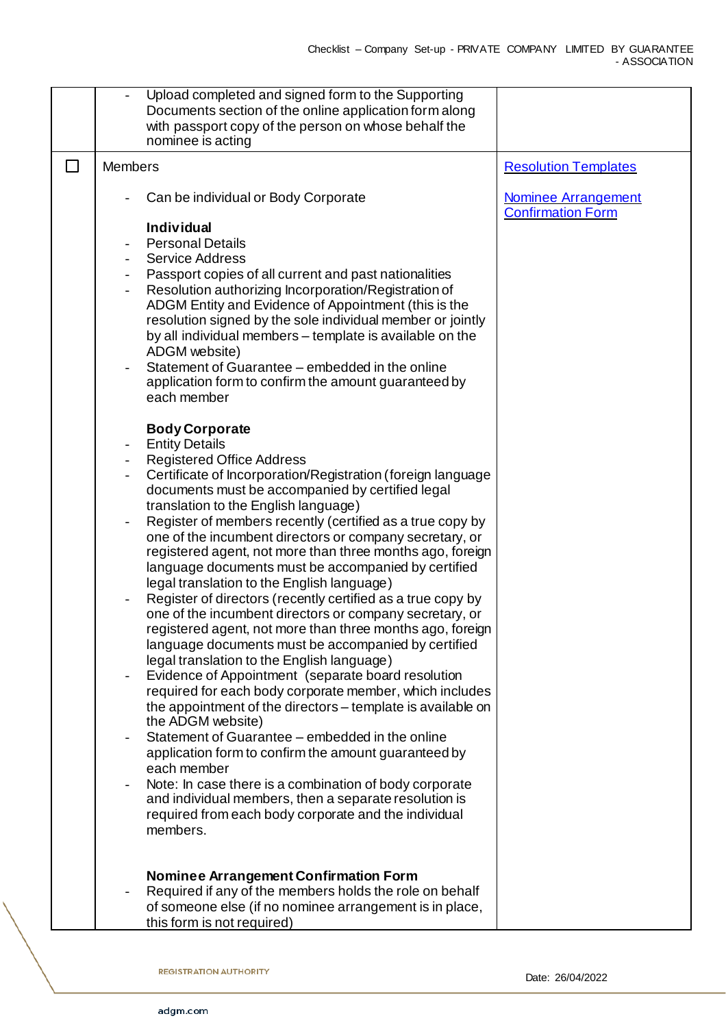| | | |
|---|---|---|
| | - Upload completed and signed form to the Supporting Documents section of the online application form along with passport copy of the person on whose behalf the nominee is acting | |
| ☐ | Members<br><br>- Can be individual or Body Corporate<br><br>**Individual**<br>- Personal Details<br>- Service Address<br>- Passport copies of all current and past nationalities<br>- Resolution authorizing Incorporation/Registration of ADGM Entity and Evidence of Appointment (this is the resolution signed by the sole individual member or jointly by all individual members – template is available on the ADGM website)<br>- Statement of Guarantee – embedded in the online application form to confirm the amount guaranteed by each member<br><br>**Body Corporate**<br>- Entity Details<br>- Registered Office Address<br>- Certificate of Incorporation/Registration (foreign language documents must be accompanied by certified legal translation to the English language)<br>- Register of members recently (certified as a true copy by one of the incumbent directors or company secretary, or registered agent, not more than three months ago, foreign language documents must be accompanied by certified legal translation to the English language)<br>- Register of directors (recently certified as a true copy by one of the incumbent directors or company secretary, or registered agent, not more than three months ago, foreign language documents must be accompanied by certified legal translation to the English language)<br>- Evidence of Appointment (separate board resolution required for each body corporate member, which includes the appointment of the directors – template is available on the ADGM website)<br>- Statement of Guarantee – embedded in the online application form to confirm the amount guaranteed by each member<br>- Note: In case there is a combination of body corporate and individual members, then a separate resolution is required from each body corporate and the individual members.<br><br>**Nominee Arrangement Confirmation Form**<br>- Required if any of the members holds the role on behalf of someone else (if no nominee arrangement is in place, this form is not required) | [Resolution Templates]<br><br>[Nominee Arrangement Confirmation Form] |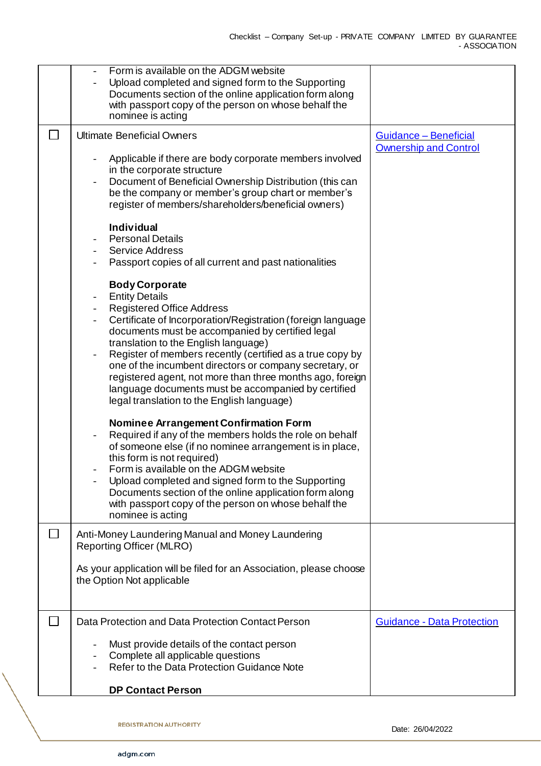| | | |
|---|---|---|
| | - Form is available on the ADGM website<br>- Upload completed and signed form to the Supporting Documents section of the online application form along with passport copy of the person on whose behalf the nominee is acting | |
| ☐ | Ultimate Beneficial Owners<br><br>- Applicable if there are body corporate members involved in the corporate structure<br>- Document of Beneficial Ownership Distribution (this can be the company or member's group chart or member's register of members/shareholders/beneficial owners)<br><br>**Individual**<br>- Personal Details<br>- Service Address<br>- Passport copies of all current and past nationalities<br><br>**Body Corporate**<br>- Entity Details<br>- Registered Office Address<br>- Certificate of Incorporation/Registration (foreign language documents must be accompanied by certified legal translation to the English language)<br>- Register of members recently (certified as a true copy by one of the incumbent directors or company secretary, or registered agent, not more than three months ago, foreign language documents must be accompanied by certified legal translation to the English language)<br><br>**Nominee Arrangement Confirmation Form**<br>- Required if any of the members holds the role on behalf of someone else (if no nominee arrangement is in place, this form is not required)<br>- Form is available on the ADGM website<br>- Upload completed and signed form to the Supporting Documents section of the online application form along with passport copy of the person on whose behalf the nominee is acting | Guidance – Beneficial Ownership and Control |
| ☐ | Anti-Money Laundering Manual and Money Laundering Reporting Officer (MLRO)<br><br>As your application will be filed for an Association, please choose the Option Not applicable | |
| ☐ | Data Protection and Data Protection Contact Person<br><br>- Must provide details of the contact person<br>- Complete all applicable questions<br>- Refer to the Data Protection Guidance Note<br><br>**DP Contact Person** | Guidance - Data Protection |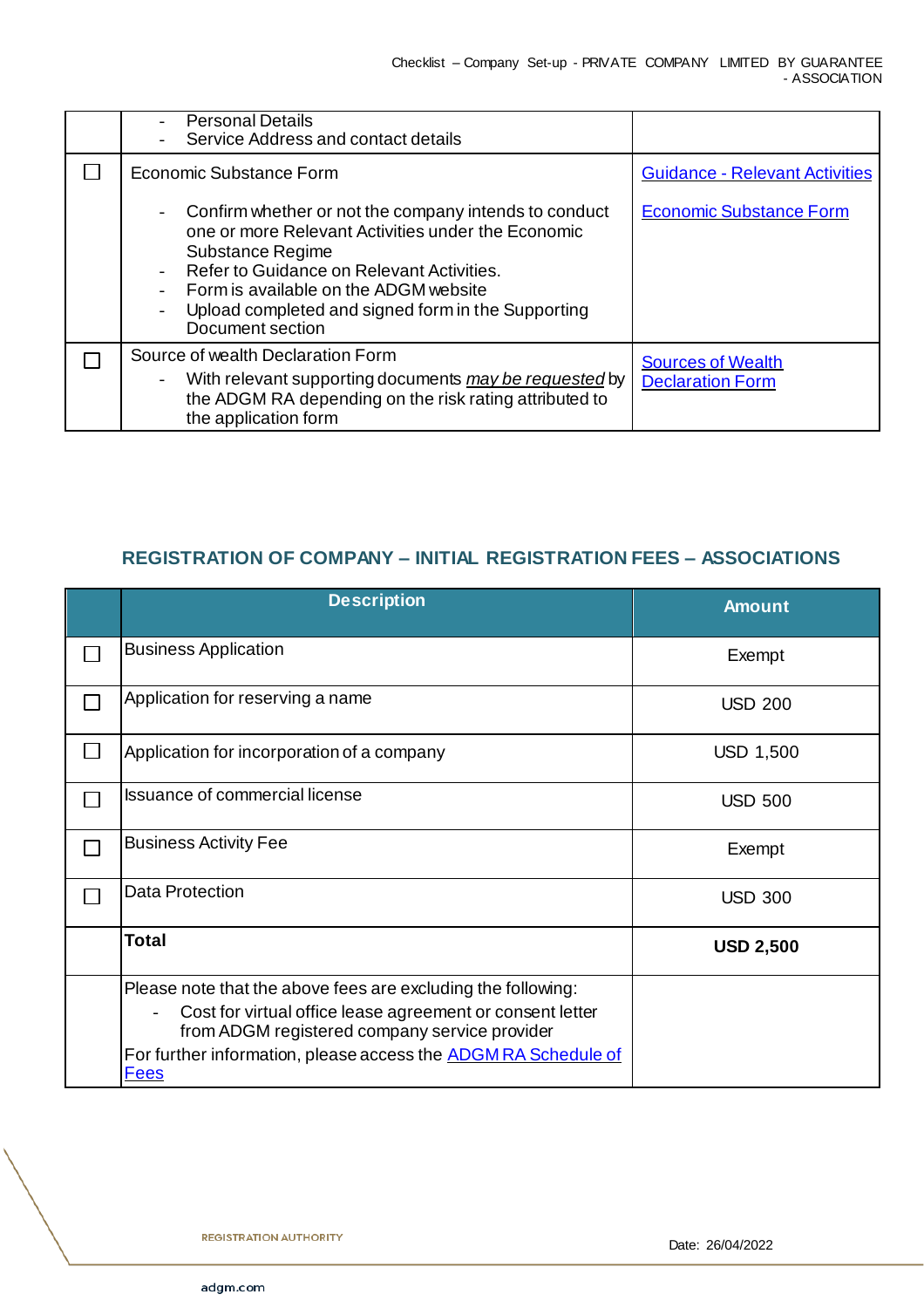| ☐ | Column 2 | Column 3 |
| --- | --- | --- |
| | - Personal Details<br>- Service Address and contact details | |
| ☐ | Economic Substance Form<br><br>- Confirm whether or not the company intends to conduct one or more Relevant Activities under the Economic Substance Regime<br>- Refer to Guidance on Relevant Activities.<br>- Form is available on the ADGM website<br>- Upload completed and signed form in the Supporting Document section | [Guidance - Relevant Activities]<br><br>[Economic Substance Form] |
| ☐ | Source of wealth Declaration Form<br>- With relevant supporting documents *may be requested* by the ADGM RA depending on the risk rating attributed to the application form | [Sources of Wealth Declaration Form] |

## REGISTRATION OF COMPANY – INITIAL REGISTRATION FEES – ASSOCIATIONS

| | Description | Amount |
| --- | --- | --- |
| ☐ | Business Application | Exempt |
| ☐ | Application for reserving a name | USD 200 |
| ☐ | Application for incorporation of a company | USD 1,500 |
| ☐ | Issuance of commercial license | USD 500 |
| ☐ | Business Activity Fee | Exempt |
| ☐ | Data Protection | USD 300 |
| | **Total** | **USD 2,500** |
| | Please note that the above fees are excluding the following:<br>- Cost for virtual office lease agreement or consent letter from ADGM registered company service provider<br>For further information, please access the [ADGM RA Schedule of Fees] | |

REGISTRATION AUTHORITY

Date: 26/04/2022

adgm.com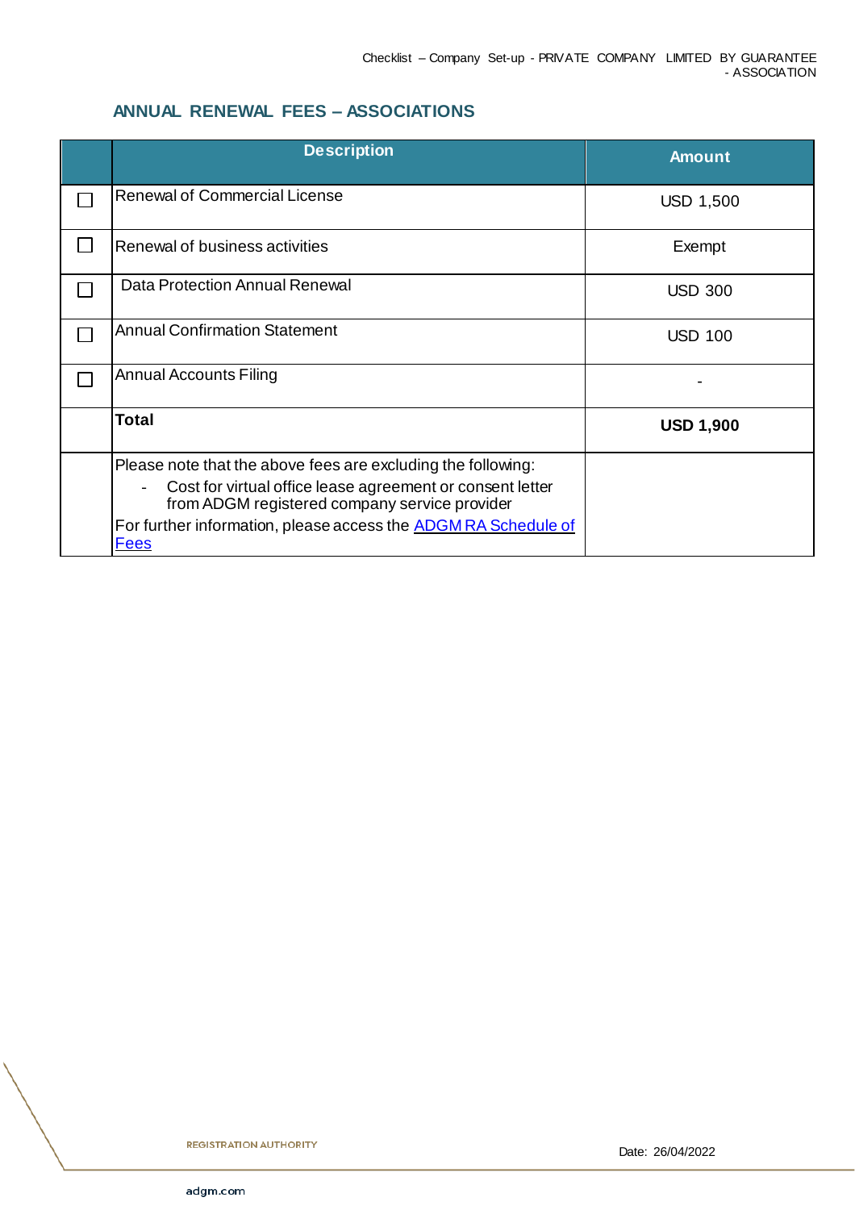## ANNUAL RENEWAL FEES – ASSOCIATIONS

| | Description | Amount |
|---|---|---|
| ☐ | Renewal of Commercial License | USD 1,500 |
| ☐ | Renewal of business activities | Exempt |
| ☐ | Data Protection Annual Renewal | USD 300 |
| ☐ | Annual Confirmation Statement | USD 100 |
| ☐ | Annual Accounts Filing | - |
| | **Total** | **USD 1,900** |
| | Please note that the above fees are excluding the following:<br>- Cost for virtual office lease agreement or consent letter from ADGM registered company service provider<br>For further information, please access the ADGM RA Schedule of Fees | |

REGISTRATION AUTHORITY

Date: 26/04/2022

adgm.com